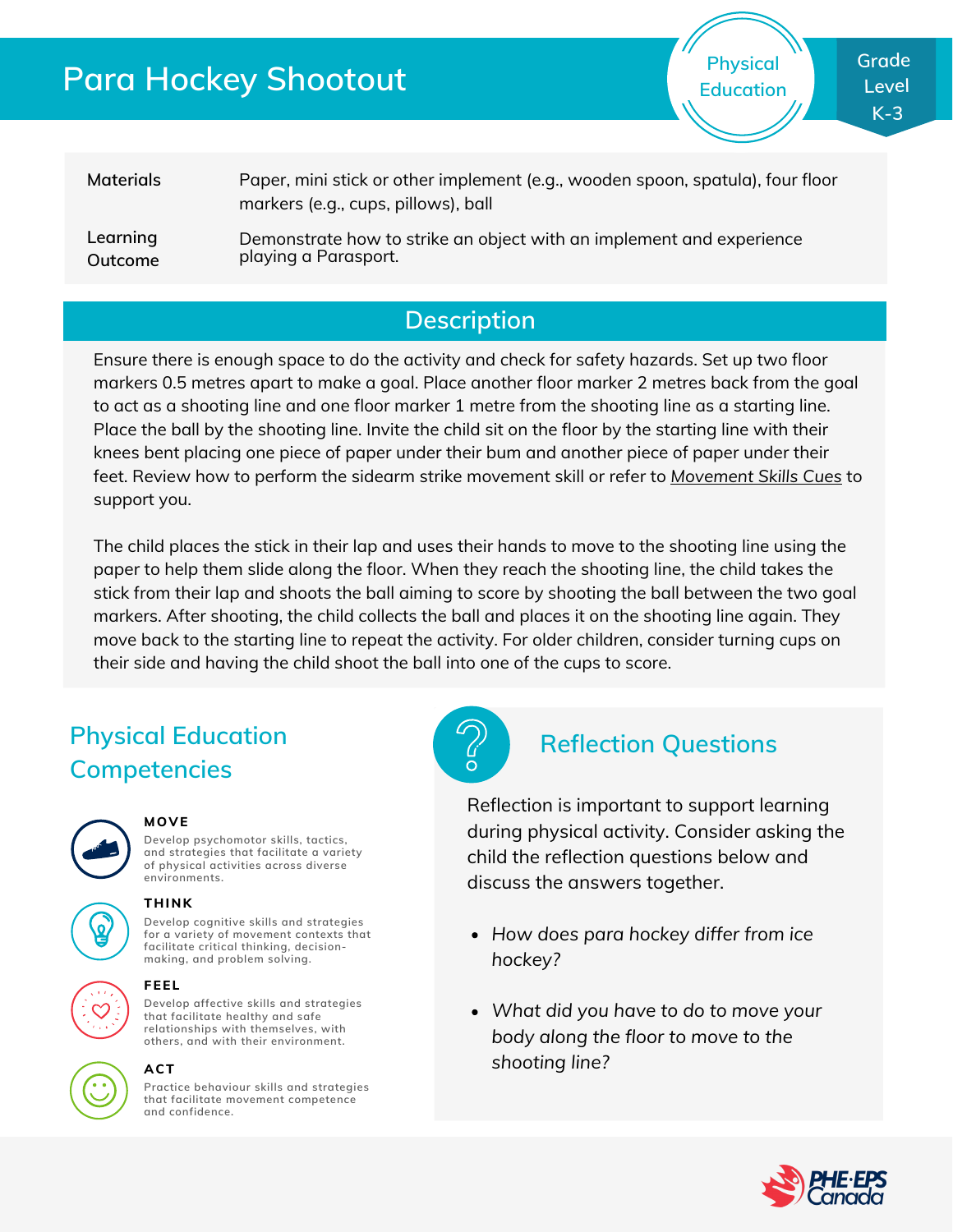# Para Hockey Shootout

Physical Education

Grade Level K-3

| | |
|---|---|
| Materials | Paper, mini stick or other implement (e.g., wooden spoon, spatula), four floor markers (e.g., cups, pillows), ball |
| Learning Outcome | Demonstrate how to strike an object with an implement and experience playing a Parasport. |

## Description

Ensure there is enough space to do the activity and check for safety hazards. Set up two floor markers 0.5 metres apart to make a goal. Place another floor marker 2 metres back from the goal to act as a shooting line and one floor marker 1 metre from the shooting line as a starting line. Place the ball by the shooting line. Invite the child sit on the floor by the starting line with their knees bent placing one piece of paper under their bum and another piece of paper under their feet. Review how to perform the sidearm strike movement skill or refer to Movement Skills Cues to support you.

The child places the stick in their lap and uses their hands to move to the shooting line using the paper to help them slide along the floor. When they reach the shooting line, the child takes the stick from their lap and shoots the ball aiming to score by shooting the ball between the two goal markers. After shooting, the child collects the ball and places it on the shooting line again. They move back to the starting line to repeat the activity. For older children, consider turning cups on their side and having the child shoot the ball into one of the cups to score.

## Physical Education Competencies

**MOVE**
Develop psychomotor skills, tactics, and strategies that facilitate a variety of physical activities across diverse environments.

**THINK**
Develop cognitive skills and strategies for a variety of movement contexts that facilitate critical thinking, decision-making, and problem solving.

**FEEL**
Develop affective skills and strategies that facilitate healthy and safe relationships with themselves, with others, and with their environment.

**ACT**
Practice behaviour skills and strategies that facilitate movement competence and confidence.

## Reflection Questions

Reflection is important to support learning during physical activity. Consider asking the child the reflection questions below and discuss the answers together.

- *How does para hockey differ from ice hockey?*
- *What did you have to do to move your body along the floor to move to the shooting line?*

PHE·EPS Canada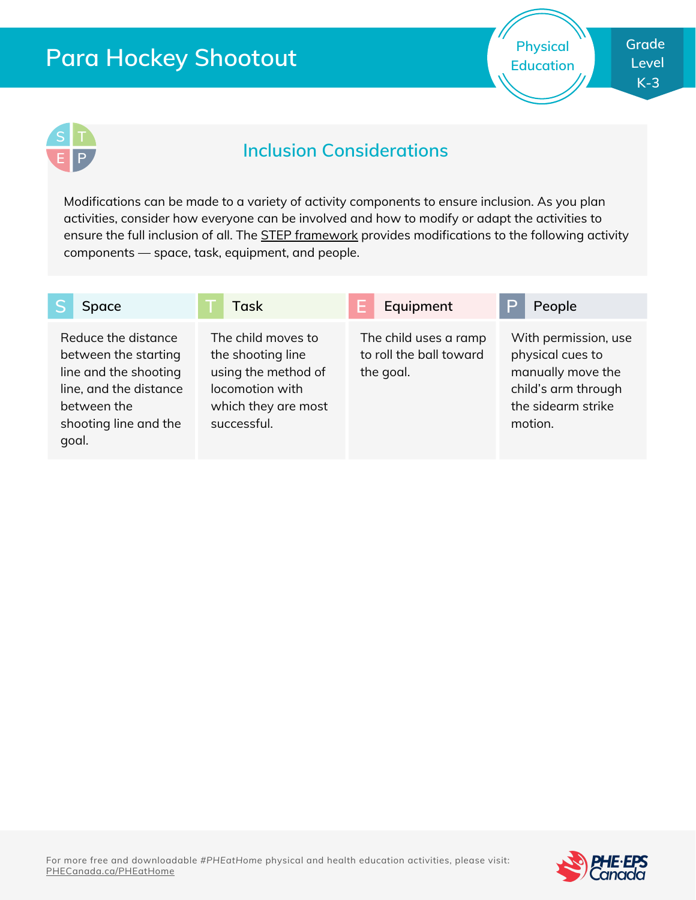# Para Hockey Shootout

Physical Education

Grade Level K-3

## Inclusion Considerations

Modifications can be made to a variety of activity components to ensure inclusion. As you plan activities, consider how everyone can be involved and how to modify or adapt the activities to ensure the full inclusion of all. The STEP framework provides modifications to the following activity components — space, task, equipment, and people.

| S Space | T Task | E Equipment | P People |
| --- | --- | --- | --- |
| Reduce the distance between the starting line and the shooting line, and the distance between the shooting line and the goal. | The child moves to the shooting line using the method of locomotion with which they are most successful. | The child uses a ramp to roll the ball toward the goal. | With permission, use physical cues to manually move the child's arm through the sidearm strike motion. |

For more free and downloadable #PHEatHome physical and health education activities, please visit: PHECanada.ca/PHEatHome